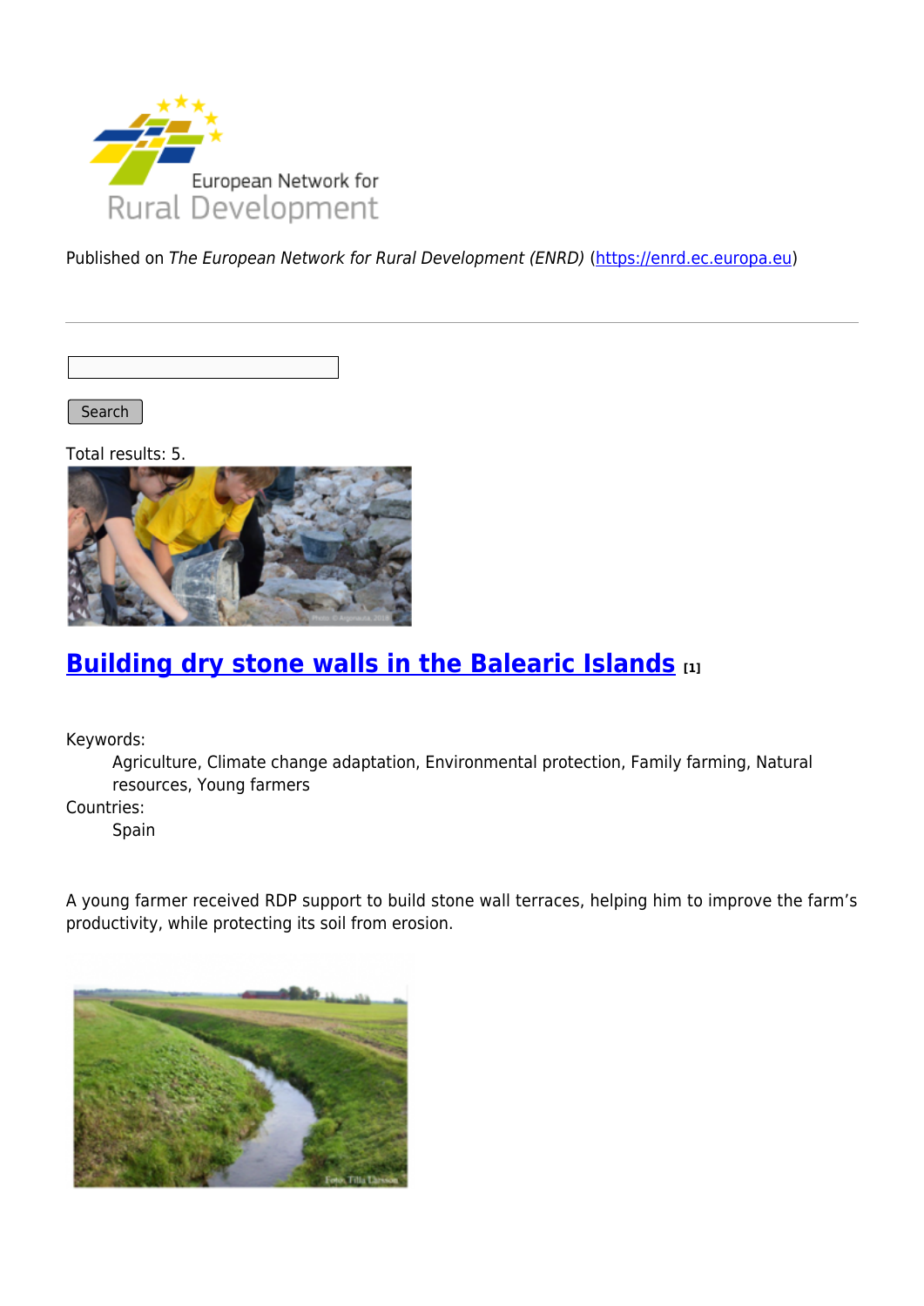Published on *The European Network for Rural Development (ENRD)* (https://enrd.ec.europa.eu)

Search

Total results: 5.

## Building dry stone walls in the Balearic Islands [1]

Keywords:
: Agriculture, Climate change adaptation, Environmental protection, Family farming, Natural resources, Young farmers

Countries:
: Spain

A young farmer received RDP support to build stone wall terraces, helping him to improve the farm's productivity, while protecting its soil from erosion.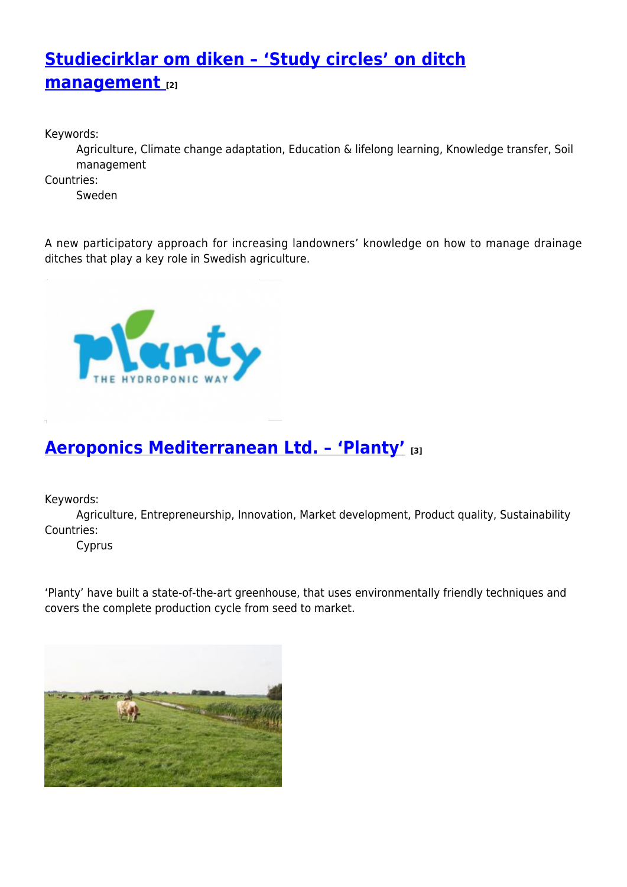## [Studiecirklar om diken – 'Study circles' on ditch management](#) [2]

Keywords:
: Agriculture, Climate change adaptation, Education & lifelong learning, Knowledge transfer, Soil management

Countries:
: Sweden

A new participatory approach for increasing landowners' knowledge on how to manage drainage ditches that play a key role in Swedish agriculture.

## [Aeroponics Mediterranean Ltd. – 'Planty'](#) [3]

Keywords:
: Agriculture, Entrepreneurship, Innovation, Market development, Product quality, Sustainability

Countries:
: Cyprus

'Planty' have built a state-of-the-art greenhouse, that uses environmentally friendly techniques and covers the complete production cycle from seed to market.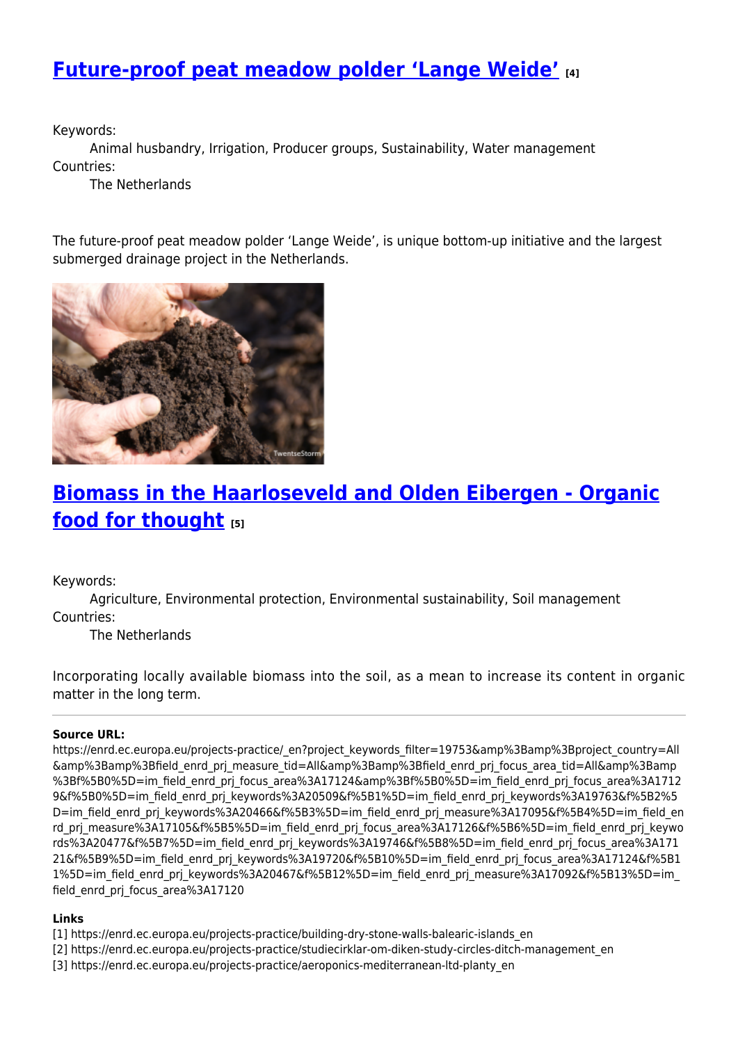## [Future-proof peat meadow polder 'Lange Weide'](#) [4]

Keywords:
   Animal husbandry, Irrigation, Producer groups, Sustainability, Water management
Countries:
   The Netherlands

The future-proof peat meadow polder 'Lange Weide', is unique bottom-up initiative and the largest submerged drainage project in the Netherlands.

## [Biomass in the Haarloseveld and Olden Eibergen - Organic food for thought](#) [5]

Keywords:
   Agriculture, Environmental protection, Environmental sustainability, Soil management
Countries:
   The Netherlands

Incorporating locally available biomass into the soil, as a mean to increase its content in organic matter in the long term.

---

**Source URL:**
https://enrd.ec.europa.eu/projects-practice/_en?project_keywords_filter=19753&amp%3Bamp%3Bproject_country=All&amp%3Bamp%3Bfield_enrd_prj_measure_tid=All&amp%3Bamp%3Bfield_enrd_prj_focus_area_tid=All&amp%3Bamp%3Bf%5B0%5D=im_field_enrd_prj_focus_area%3A17124&amp%3Bf%5B0%5D=im_field_enrd_prj_focus_area%3A17129&f%5B0%5D=im_field_enrd_prj_keywords%3A20509&f%5B1%5D=im_field_enrd_prj_keywords%3A19763&f%5B2%5D=im_field_enrd_prj_keywords%3A20466&f%5B3%5D=im_field_enrd_prj_measure%3A17095&f%5B4%5D=im_field_enrd_prj_measure%3A17105&f%5B5%5D=im_field_enrd_prj_focus_area%3A17126&f%5B6%5D=im_field_enrd_prj_keywords%3A20477&f%5B7%5D=im_field_enrd_prj_keywords%3A19746&f%5B8%5D=im_field_enrd_prj_focus_area%3A17121&f%5B9%5D=im_field_enrd_prj_keywords%3A19720&f%5B10%5D=im_field_enrd_prj_focus_area%3A17124&f%5B11%5D=im_field_enrd_prj_keywords%3A20467&f%5B12%5D=im_field_enrd_prj_measure%3A17092&f%5B13%5D=im_field_enrd_prj_focus_area%3A17120

**Links**
[1] https://enrd.ec.europa.eu/projects-practice/building-dry-stone-walls-balearic-islands_en
[2] https://enrd.ec.europa.eu/projects-practice/studiecirklar-om-diken-study-circles-ditch-management_en
[3] https://enrd.ec.europa.eu/projects-practice/aeroponics-mediterranean-ltd-planty_en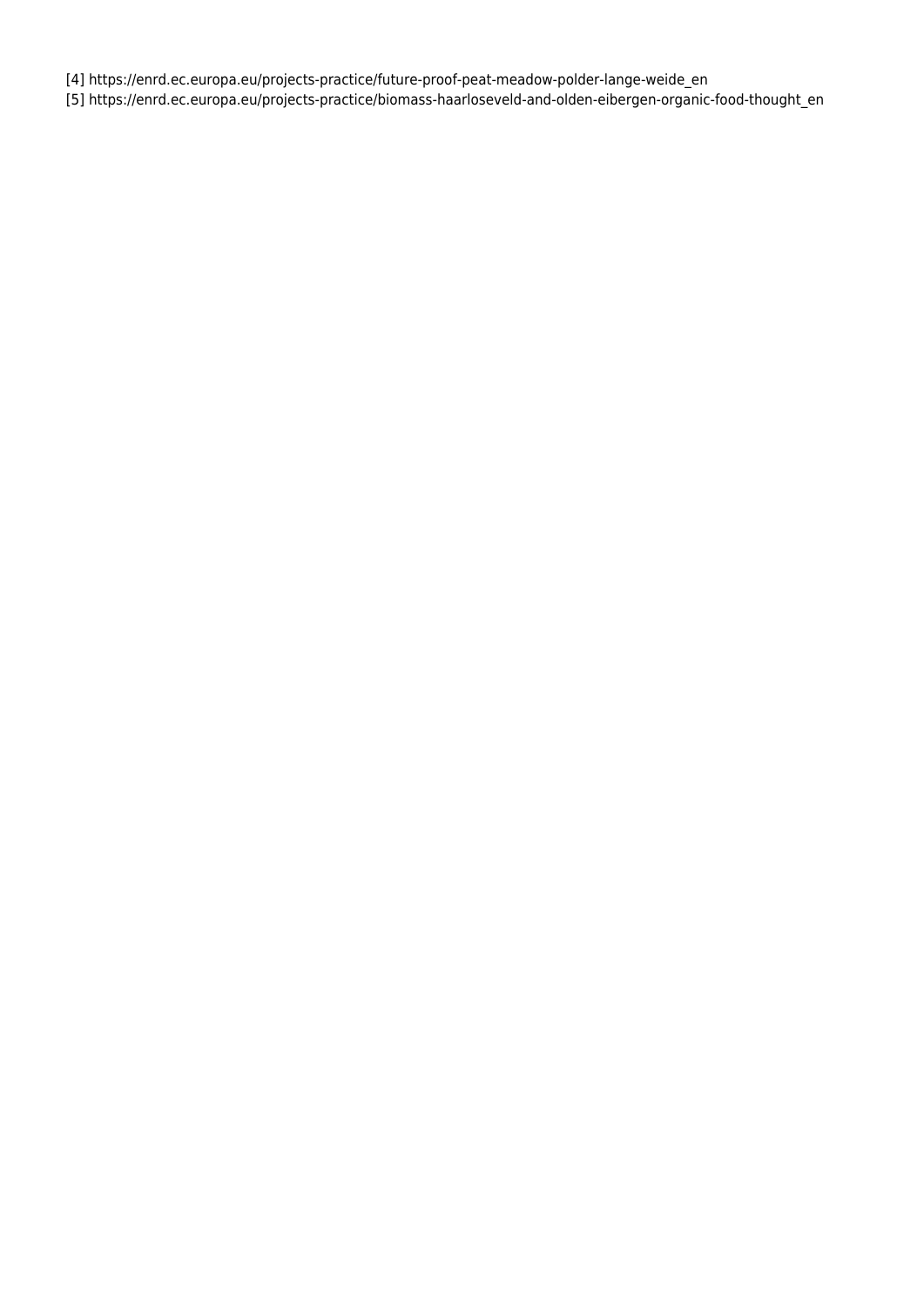[4] https://enrd.ec.europa.eu/projects-practice/future-proof-peat-meadow-polder-lange-weide_en

[5] https://enrd.ec.europa.eu/projects-practice/biomass-haarloseveld-and-olden-eibergen-organic-food-thought_en